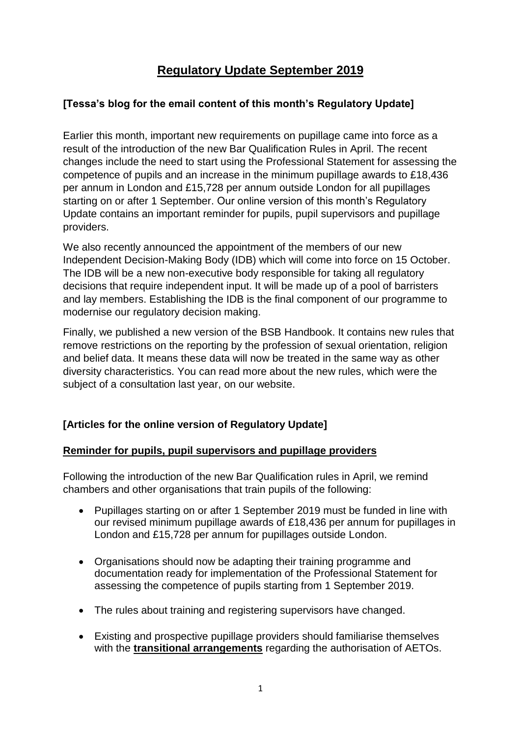# Regulatory Update September 2019

### [Tessa's blog for the email content of this month's Regulatory Update]

Earlier this month, important new requirements on pupillage came into force as a result of the introduction of the new Bar Qualification Rules in April. The recent changes include the need to start using the Professional Statement for assessing the competence of pupils and an increase in the minimum pupillage awards to £18,436 per annum in London and £15,728 per annum outside London for all pupillages starting on or after 1 September. Our online version of this month's Regulatory Update contains an important reminder for pupils, pupil supervisors and pupillage providers.

We also recently announced the appointment of the members of our new Independent Decision-Making Body (IDB) which will come into force on 15 October. The IDB will be a new non-executive body responsible for taking all regulatory decisions that require independent input. It will be made up of a pool of barristers and lay members. Establishing the IDB is the final component of our programme to modernise our regulatory decision making.

Finally, we published a new version of the BSB Handbook. It contains new rules that remove restrictions on the reporting by the profession of sexual orientation, religion and belief data. It means these data will now be treated in the same way as other diversity characteristics. You can read more about the new rules, which were the subject of a consultation last year, on our website.

### [Articles for the online version of Regulatory Update]

#### Reminder for pupils, pupil supervisors and pupillage providers

Following the introduction of the new Bar Qualification rules in April, we remind chambers and other organisations that train pupils of the following:

- Pupillages starting on or after 1 September 2019 must be funded in line with our revised minimum pupillage awards of £18,436 per annum for pupillages in London and £15,728 per annum for pupillages outside London.
- Organisations should now be adapting their training programme and documentation ready for implementation of the Professional Statement for assessing the competence of pupils starting from 1 September 2019.
- The rules about training and registering supervisors have changed.
- Existing and prospective pupillage providers should familiarise themselves with the **transitional arrangements** regarding the authorisation of AETOs.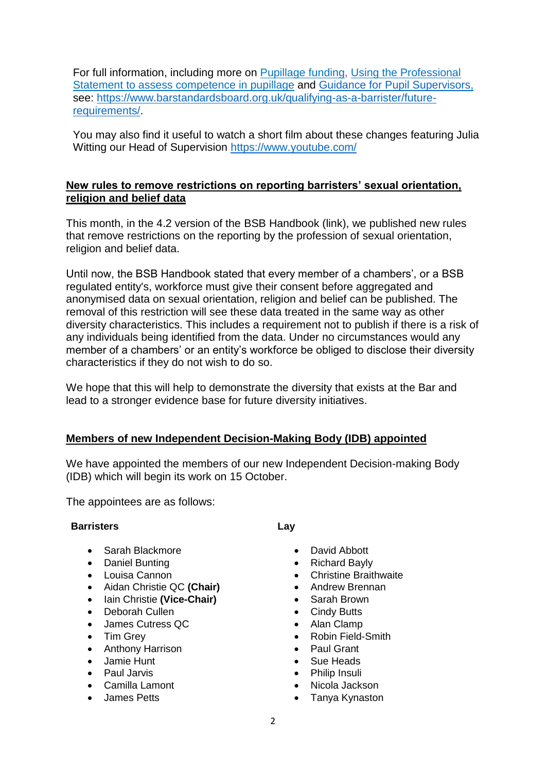For full information, including more on [Pupillage funding](#), [Using the Professional Statement to assess competence in pupillage](#) and [Guidance for Pupil Supervisors](#), see: [https://www.barstandardsboard.org.uk/qualifying-as-a-barrister/future-requirements/](https://www.barstandardsboard.org.uk/qualifying-as-a-barrister/future-requirements/).

You may also find it useful to watch a short film about these changes featuring Julia Witting our Head of Supervision [https://www.youtube.com/](https://www.youtube.com/)

## New rules to remove restrictions on reporting barristers' sexual orientation, religion and belief data

This month, in the 4.2 version of the BSB Handbook (link), we published new rules that remove restrictions on the reporting by the profession of sexual orientation, religion and belief data.

Until now, the BSB Handbook stated that every member of a chambers', or a BSB regulated entity's, workforce must give their consent before aggregated and anonymised data on sexual orientation, religion and belief can be published. The removal of this restriction will see these data treated in the same way as other diversity characteristics. This includes a requirement not to publish if there is a risk of any individuals being identified from the data. Under no circumstances would any member of a chambers' or an entity's workforce be obliged to disclose their diversity characteristics if they do not wish to do so.

We hope that this will help to demonstrate the diversity that exists at the Bar and lead to a stronger evidence base for future diversity initiatives.

## Members of new Independent Decision-Making Body (IDB) appointed

We have appointed the members of our new Independent Decision-making Body (IDB) which will begin its work on 15 October.

The appointees are as follows:

**Barristers**

- Sarah Blackmore
- Daniel Bunting
- Louisa Cannon
- Aidan Christie QC **(Chair)**
- Iain Christie **(Vice-Chair)**
- Deborah Cullen
- James Cutress QC
- Tim Grey
- Anthony Harrison
- Jamie Hunt
- Paul Jarvis
- Camilla Lamont
- James Petts

**Lay**

- David Abbott
- Richard Bayly
- Christine Braithwaite
- Andrew Brennan
- Sarah Brown
- Cindy Butts
- Alan Clamp
- Robin Field-Smith
- Paul Grant
- Sue Heads
- Philip Insuli
- Nicola Jackson
- Tanya Kynaston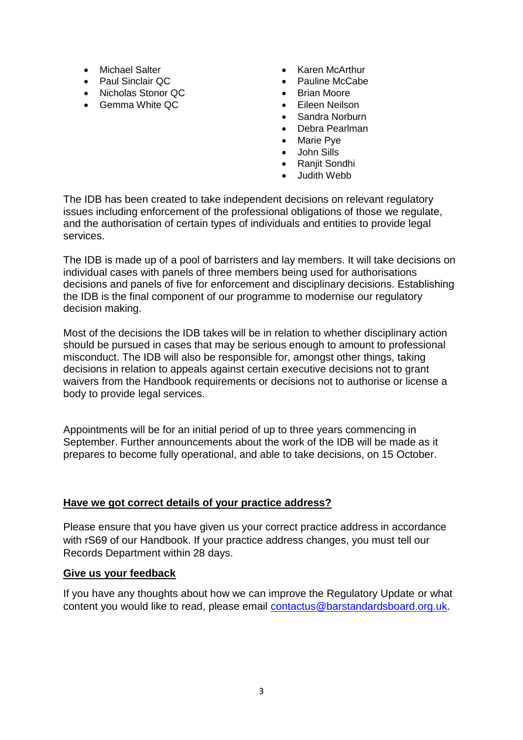- Michael Salter
- Paul Sinclair QC
- Nicholas Stonor QC
- Gemma White QC

- Karen McArthur
- Pauline McCabe
- Brian Moore
- Eileen Neilson
- Sandra Norburn
- Debra Pearlman
- Marie Pye
- John Sills
- Ranjit Sondhi
- Judith Webb

The IDB has been created to take independent decisions on relevant regulatory issues including enforcement of the professional obligations of those we regulate, and the authorisation of certain types of individuals and entities to provide legal services.

The IDB is made up of a pool of barristers and lay members. It will take decisions on individual cases with panels of three members being used for authorisations decisions and panels of five for enforcement and disciplinary decisions. Establishing the IDB is the final component of our programme to modernise our regulatory decision making.

Most of the decisions the IDB takes will be in relation to whether disciplinary action should be pursued in cases that may be serious enough to amount to professional misconduct. The IDB will also be responsible for, amongst other things, taking decisions in relation to appeals against certain executive decisions not to grant waivers from the Handbook requirements or decisions not to authorise or license a body to provide legal services.

Appointments will be for an initial period of up to three years commencing in September. Further announcements about the work of the IDB will be made as it prepares to become fully operational, and able to take decisions, on 15 October.

## Have we got correct details of your practice address?

Please ensure that you have given us your correct practice address in accordance with rS69 of our Handbook. If your practice address changes, you must tell our Records Department within 28 days.

## Give us your feedback

If you have any thoughts about how we can improve the Regulatory Update or what content you would like to read, please email contactus@barstandardsboard.org.uk.